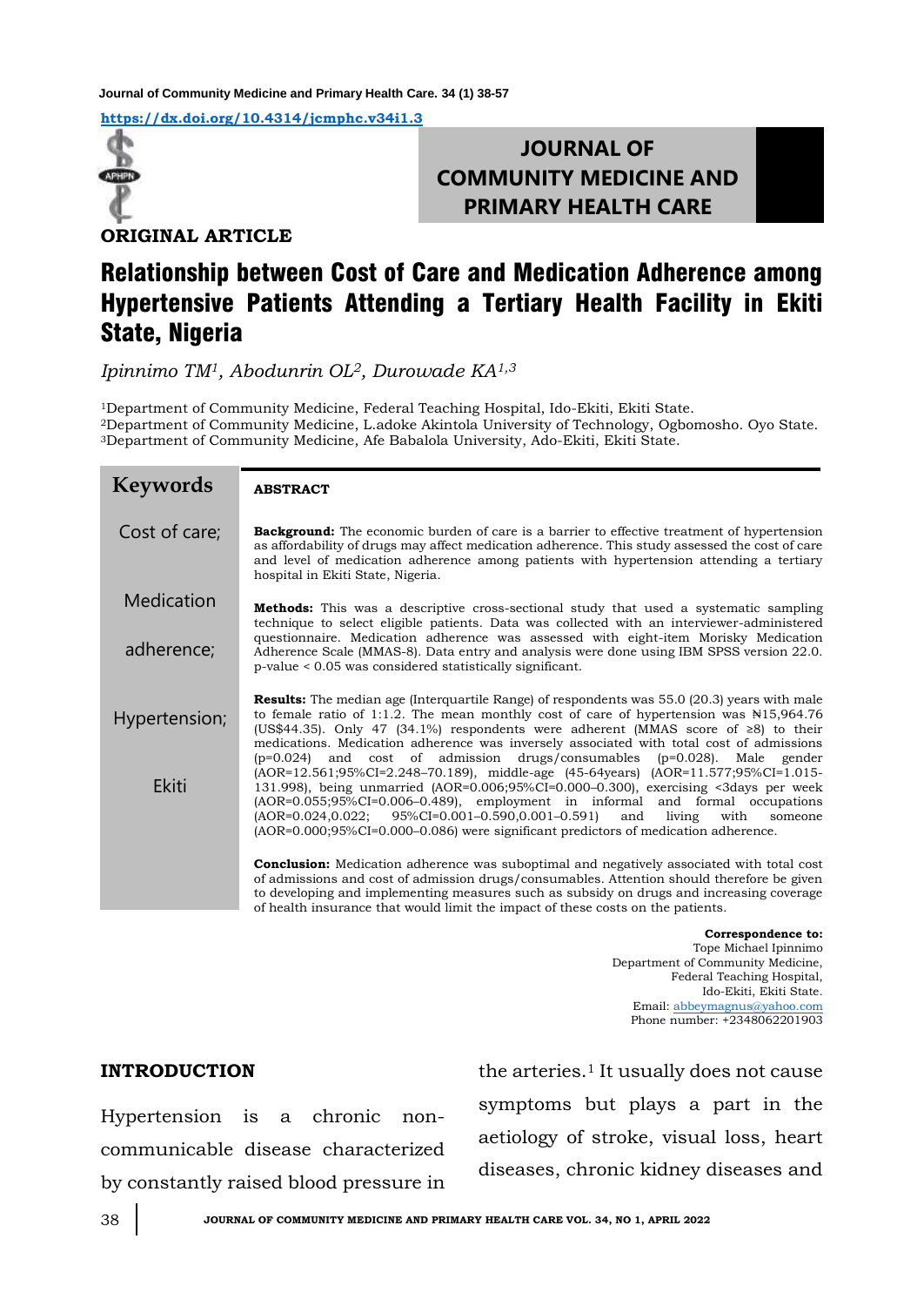**ORIGINAL ARTICLE**

# Relationship between Cost of Care and Medication Adherence among Hypertensive Patients Attending a Tertiary Health Facility in Ekiti State, Nigeria

*Ipinnimo TM[1], Abodunrin OL[2], Durowade KA[1,3]*

[1]Department of Community Medicine, Federal Teaching Hospital, Ido-Ekiti, Ekiti State.
[2]Department of Community Medicine, L.adoke Akintola University of Technology, Ogbomosho. Oyo State.
[3]Department of Community Medicine, Afe Babalola University, Ado-Ekiti, Ekiti State.

**Keywords**

Cost of care; Medication adherence; Hypertension; Ekiti

## ABSTRACT

**Background:** The economic burden of care is a barrier to effective treatment of hypertension as affordability of drugs may affect medication adherence. This study assessed the cost of care and level of medication adherence among patients with hypertension attending a tertiary hospital in Ekiti State, Nigeria.

**Methods:** This was a descriptive cross-sectional study that used a systematic sampling technique to select eligible patients. Data was collected with an interviewer-administered questionnaire. Medication adherence was assessed with eight-item Morisky Medication Adherence Scale (MMAS-8). Data entry and analysis were done using IBM SPSS version 22.0. p-value < 0.05 was considered statistically significant.

**Results:** The median age (Interquartile Range) of respondents was 55.0 (20.3) years with male to female ratio of 1:1.2. The mean monthly cost of care of hypertension was ₦15,964.76 (US$44.35). Only 47 (34.1%) respondents were adherent (MMAS score of ≥8) to their medications. Medication adherence was inversely associated with total cost of admissions (p=0.024) and cost of admission drugs/consumables (p=0.028). Male gender (AOR=12.561;95%CI=2.248–70.189), middle-age (45-64years) (AOR=11.577;95%CI=1.015-131.998), being unmarried (AOR=0.006;95%CI=0.000–0.300), exercising <3days per week (AOR=0.055;95%CI=0.006–0.489), employment in informal and formal occupations (AOR=0.024,0.022; 95%CI=0.001–0.590,0.001–0.591) and living with someone (AOR=0.000;95%CI=0.000–0.086) were significant predictors of medication adherence.

**Conclusion:** Medication adherence was suboptimal and negatively associated with total cost of admissions and cost of admission drugs/consumables. Attention should therefore be given to developing and implementing measures such as subsidy on drugs and increasing coverage of health insurance that would limit the impact of these costs on the patients.

**Correspondence to:**
Tope Michael Ipinnimo
Department of Community Medicine,
Federal Teaching Hospital,
Ido-Ekiti, Ekiti State.
Email: abbeymagnus@yahoo.com
Phone number: +2348062201903

## INTRODUCTION

Hypertension is a chronic non-communicable disease characterized by constantly raised blood pressure in the arteries.[1] It usually does not cause symptoms but plays a part in the aetiology of stroke, visual loss, heart diseases, chronic kidney diseases and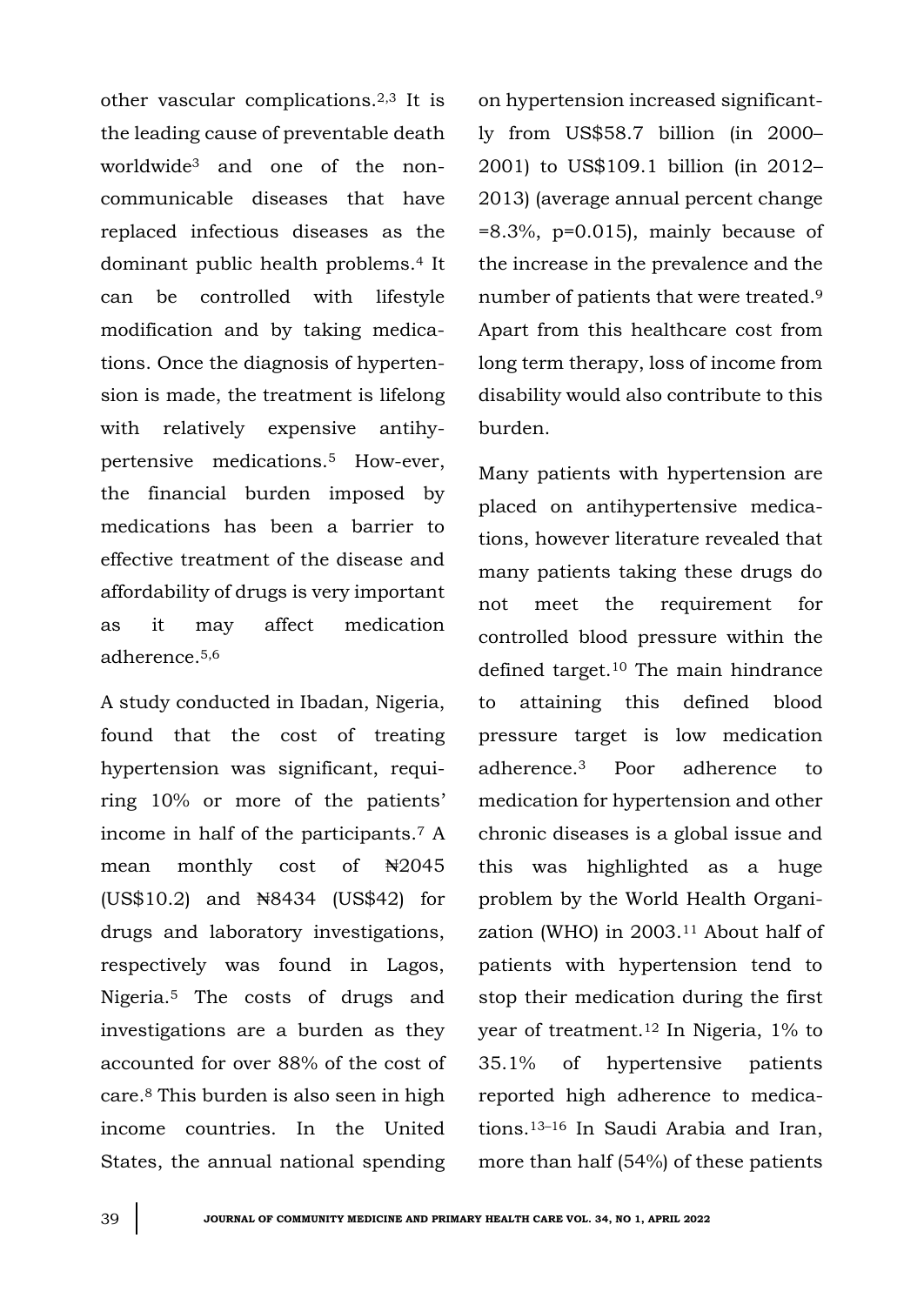other vascular complications.[2,3] It is the leading cause of preventable death worldwide[3] and one of the non-communicable diseases that have replaced infectious diseases as the dominant public health problems.[4] It can be controlled with lifestyle modification and by taking medications. Once the diagnosis of hypertension is made, the treatment is lifelong with relatively expensive antihypertensive medications.[5] How-ever, the financial burden imposed by medications has been a barrier to effective treatment of the disease and affordability of drugs is very important as it may affect medication adherence.[5,6]

A study conducted in Ibadan, Nigeria, found that the cost of treating hypertension was significant, requiring 10% or more of the patients' income in half of the participants.[7] A mean monthly cost of ₦2045 (US$10.2) and ₦8434 (US$42) for drugs and laboratory investigations, respectively was found in Lagos, Nigeria.[5] The costs of drugs and investigations are a burden as they accounted for over 88% of the cost of care.[8] This burden is also seen in high income countries. In the United States, the annual national spending on hypertension increased significantly from US$58.7 billion (in 2000–2001) to US$109.1 billion (in 2012–2013) (average annual percent change =8.3%, $p$=0.015), mainly because of the increase in the prevalence and the number of patients that were treated.[9] Apart from this healthcare cost from long term therapy, loss of income from disability would also contribute to this burden.

Many patients with hypertension are placed on antihypertensive medications, however literature revealed that many patients taking these drugs do not meet the requirement for controlled blood pressure within the defined target.[10] The main hindrance to attaining this defined blood pressure target is low medication adherence.[3] Poor adherence to medication for hypertension and other chronic diseases is a global issue and this was highlighted as a huge problem by the World Health Organization (WHO) in 2003.[11] About half of patients with hypertension tend to stop their medication during the first year of treatment.[12] In Nigeria, 1% to 35.1% of hypertensive patients reported high adherence to medications.[13–16] In Saudi Arabia and Iran, more than half (54%) of these patients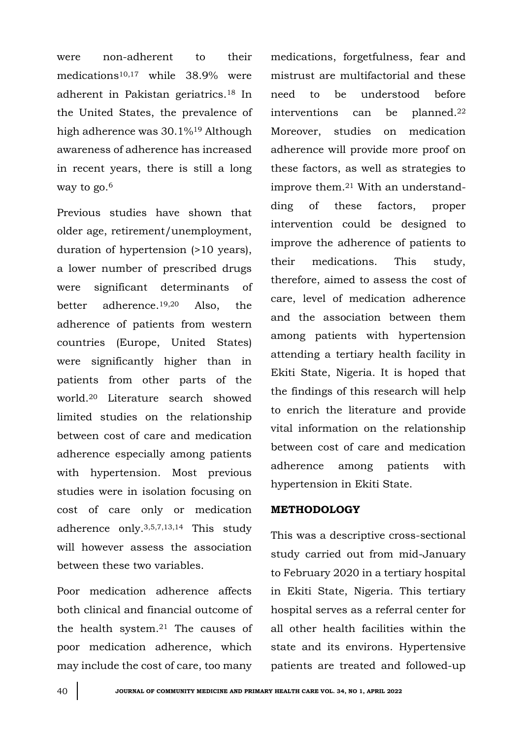were non-adherent to their medications[10,17] while 38.9% were adherent in Pakistan geriatrics.[18] In the United States, the prevalence of high adherence was 30.1%[19] Although awareness of adherence has increased in recent years, there is still a long way to go.[6]

Previous studies have shown that older age, retirement/unemployment, duration of hypertension (>10 years), a lower number of prescribed drugs were significant determinants of better adherence.[19,20] Also, the adherence of patients from western countries (Europe, United States) were significantly higher than in patients from other parts of the world.[20] Literature search showed limited studies on the relationship between cost of care and medication adherence especially among patients with hypertension. Most previous studies were in isolation focusing on cost of care only or medication adherence only.[3,5,7,13,14] This study will however assess the association between these two variables.

Poor medication adherence affects both clinical and financial outcome of the health system.[21] The causes of poor medication adherence, which may include the cost of care, too many medications, forgetfulness, fear and mistrust are multifactorial and these need to be understood before interventions can be planned.[22] Moreover, studies on medication adherence will provide more proof on these factors, as well as strategies to improve them.[21] With an understanding of these factors, proper intervention could be designed to improve the adherence of patients to their medications. This study, therefore, aimed to assess the cost of care, level of medication adherence and the association between them among patients with hypertension attending a tertiary health facility in Ekiti State, Nigeria. It is hoped that the findings of this research will help to enrich the literature and provide vital information on the relationship between cost of care and medication adherence among patients with hypertension in Ekiti State.

## METHODOLOGY

This was a descriptive cross-sectional study carried out from mid-January to February 2020 in a tertiary hospital in Ekiti State, Nigeria. This tertiary hospital serves as a referral center for all other health facilities within the state and its environs. Hypertensive patients are treated and followed-up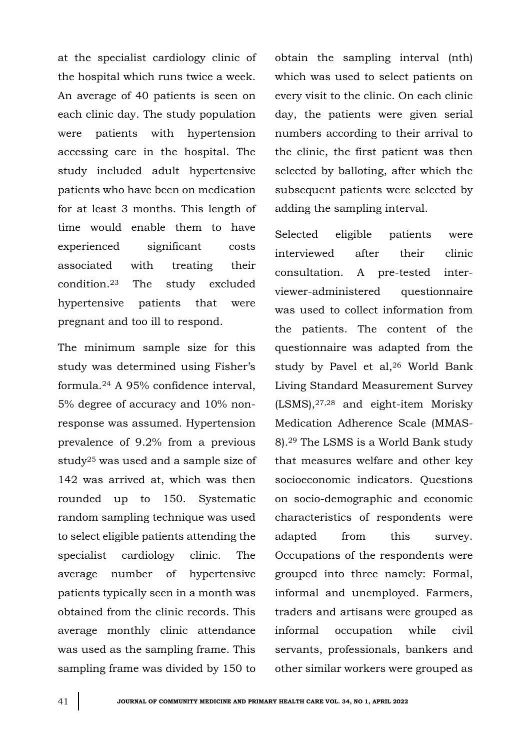at the specialist cardiology clinic of the hospital which runs twice a week. An average of 40 patients is seen on each clinic day. The study population were patients with hypertension accessing care in the hospital. The study included adult hypertensive patients who have been on medication for at least 3 months. This length of time would enable them to have experienced significant costs associated with treating their condition.[23] The study excluded hypertensive patients that were pregnant and too ill to respond.

The minimum sample size for this study was determined using Fisher's formula.[24] A 95% confidence interval, 5% degree of accuracy and 10% non-response was assumed. Hypertension prevalence of 9.2% from a previous study[25] was used and a sample size of 142 was arrived at, which was then rounded up to 150. Systematic random sampling technique was used to select eligible patients attending the specialist cardiology clinic. The average number of hypertensive patients typically seen in a month was obtained from the clinic records. This average monthly clinic attendance was used as the sampling frame. This sampling frame was divided by 150 to obtain the sampling interval (nth) which was used to select patients on every visit to the clinic. On each clinic day, the patients were given serial numbers according to their arrival to the clinic, the first patient was then selected by balloting, after which the subsequent patients were selected by adding the sampling interval.

Selected eligible patients were interviewed after their clinic consultation. A pre-tested inter-viewer-administered questionnaire was used to collect information from the patients. The content of the questionnaire was adapted from the study by Pavel et al,[26] World Bank Living Standard Measurement Survey (LSMS),[27,28] and eight-item Morisky Medication Adherence Scale (MMAS-8).[29] The LSMS is a World Bank study that measures welfare and other key socioeconomic indicators. Questions on socio-demographic and economic characteristics of respondents were adapted from this survey. Occupations of the respondents were grouped into three namely: Formal, informal and unemployed. Farmers, traders and artisans were grouped as informal occupation while civil servants, professionals, bankers and other similar workers were grouped as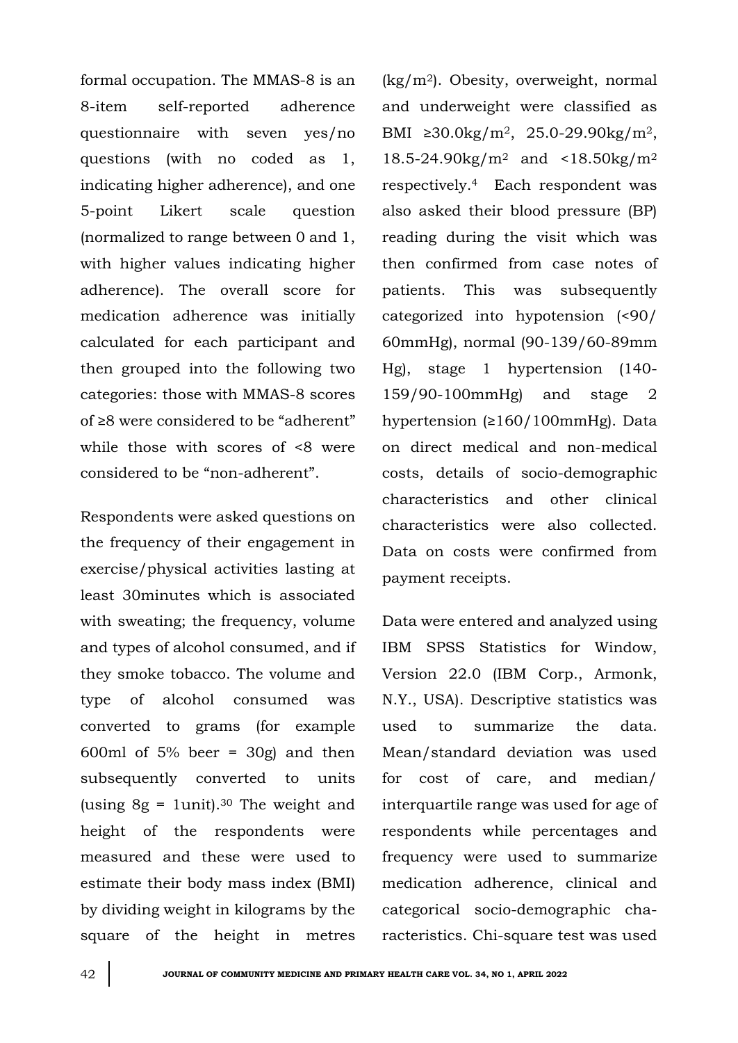formal occupation. The MMAS-8 is an 8-item self-reported adherence questionnaire with seven yes/no questions (with no coded as 1, indicating higher adherence), and one 5-point Likert scale question (normalized to range between 0 and 1, with higher values indicating higher adherence). The overall score for medication adherence was initially calculated for each participant and then grouped into the following two categories: those with MMAS-8 scores of ≥8 were considered to be "adherent" while those with scores of <8 were considered to be "non-adherent".

Respondents were asked questions on the frequency of their engagement in exercise/physical activities lasting at least 30minutes which is associated with sweating; the frequency, volume and types of alcohol consumed, and if they smoke tobacco. The volume and type of alcohol consumed was converted to grams (for example 600ml of 5% beer = 30g) and then subsequently converted to units (using 8g = 1unit).[30] The weight and height of the respondents were measured and these were used to estimate their body mass index (BMI) by dividing weight in kilograms by the square of the height in metres ($kg/m^2$). Obesity, overweight, normal and underweight were classified as BMI ≥30.0$kg/m^2$, 25.0-29.90$kg/m^2$, 18.5-24.90$kg/m^2$ and <18.50$kg/m^2$ respectively.[4] Each respondent was also asked their blood pressure (BP) reading during the visit which was then confirmed from case notes of patients. This was subsequently categorized into hypotension (<90/60mmHg), normal (90-139/60-89mm Hg), stage 1 hypertension (140-159/90-100mmHg) and stage 2 hypertension (≥160/100mmHg). Data on direct medical and non-medical costs, details of socio-demographic characteristics and other clinical characteristics were also collected. Data on costs were confirmed from payment receipts.

Data were entered and analyzed using IBM SPSS Statistics for Window, Version 22.0 (IBM Corp., Armonk, N.Y., USA). Descriptive statistics was used to summarize the data. Mean/standard deviation was used for cost of care, and median/interquartile range was used for age of respondents while percentages and frequency were used to summarize medication adherence, clinical and categorical socio-demographic characteristics. Chi-square test was used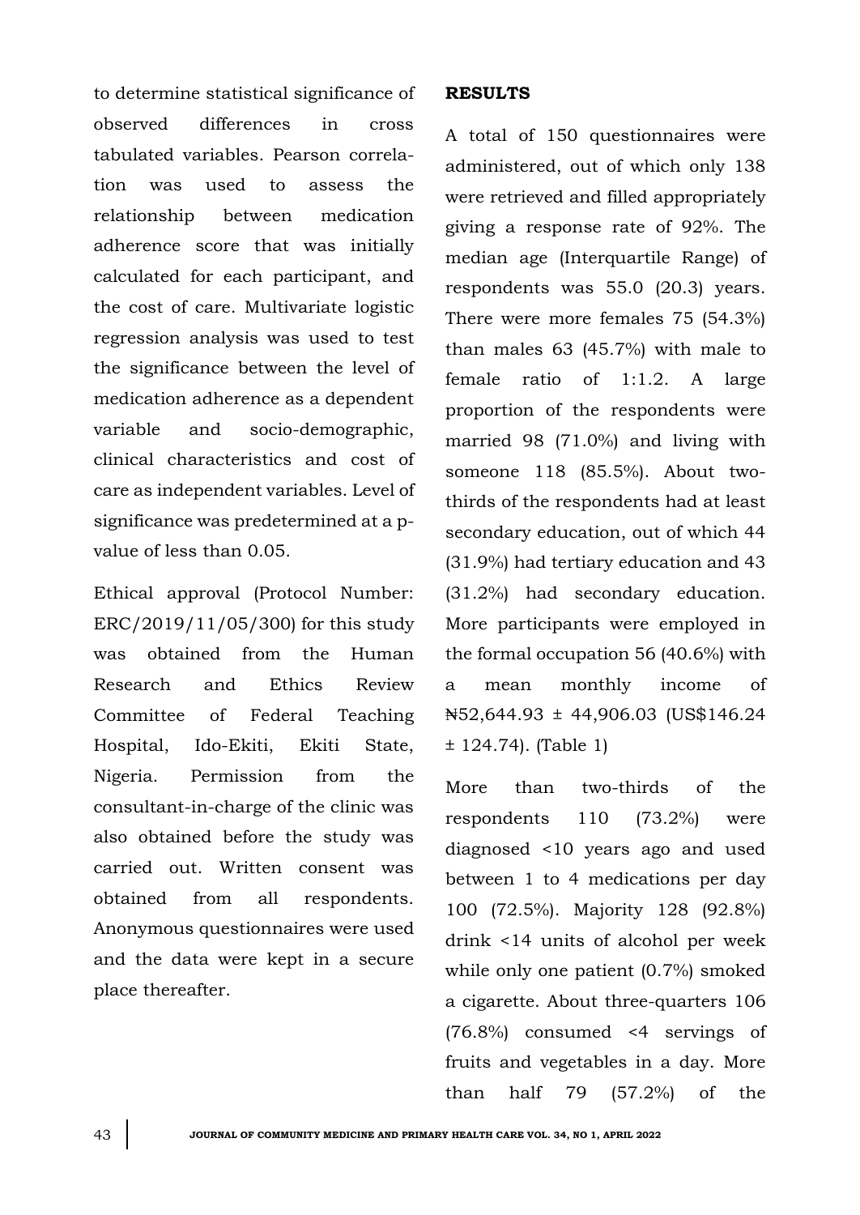to determine statistical significance of observed differences in cross tabulated variables. Pearson correlation was used to assess the relationship between medication adherence score that was initially calculated for each participant, and the cost of care. Multivariate logistic regression analysis was used to test the significance between the level of medication adherence as a dependent variable and socio-demographic, clinical characteristics and cost of care as independent variables. Level of significance was predetermined at a p-value of less than 0.05.

Ethical approval (Protocol Number: ERC/2019/11/05/300) for this study was obtained from the Human Research and Ethics Review Committee of Federal Teaching Hospital, Ido-Ekiti, Ekiti State, Nigeria. Permission from the consultant-in-charge of the clinic was also obtained before the study was carried out. Written consent was obtained from all respondents. Anonymous questionnaires were used and the data were kept in a secure place thereafter.

**RESULTS**

A total of 150 questionnaires were administered, out of which only 138 were retrieved and filled appropriately giving a response rate of 92%. The median age (Interquartile Range) of respondents was 55.0 (20.3) years. There were more females 75 (54.3%) than males 63 (45.7%) with male to female ratio of 1:1.2. A large proportion of the respondents were married 98 (71.0%) and living with someone 118 (85.5%). About two-thirds of the respondents had at least secondary education, out of which 44 (31.9%) had tertiary education and 43 (31.2%) had secondary education. More participants were employed in the formal occupation 56 (40.6%) with a mean monthly income of ₦52,644.93 ± 44,906.03 (US$146.24 ± 124.74). (Table 1)

More than two-thirds of the respondents 110 (73.2%) were diagnosed <10 years ago and used between 1 to 4 medications per day 100 (72.5%). Majority 128 (92.8%) drink <14 units of alcohol per week while only one patient (0.7%) smoked a cigarette. About three-quarters 106 (76.8%) consumed <4 servings of fruits and vegetables in a day. More than half 79 (57.2%) of the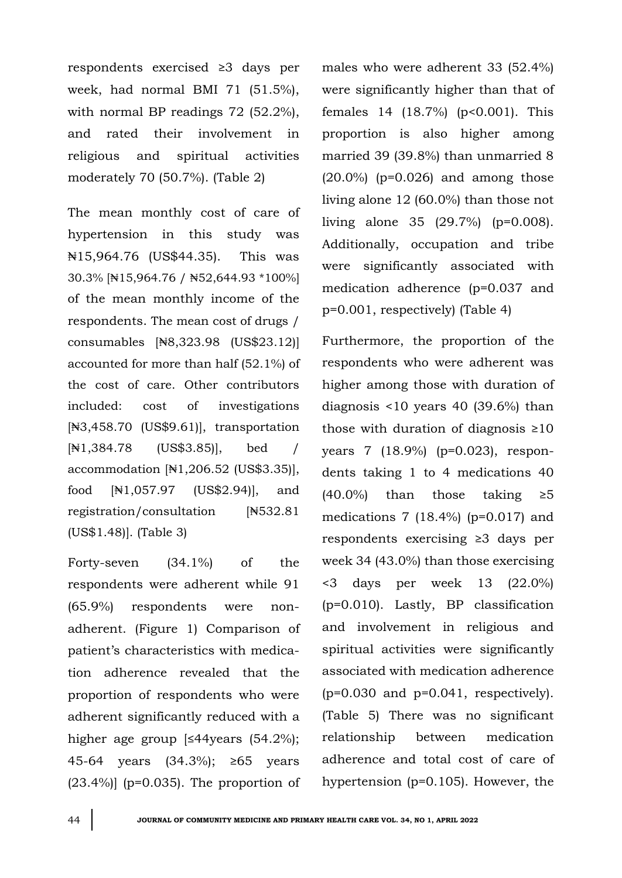respondents exercised ≥3 days per week, had normal BMI 71 (51.5%), with normal BP readings 72 (52.2%), and rated their involvement in religious and spiritual activities moderately 70 (50.7%). (Table 2)

The mean monthly cost of care of hypertension in this study was ₦15,964.76 (US$44.35). This was 30.3% [₦15,964.76 / ₦52,644.93 *100%] of the mean monthly income of the respondents. The mean cost of drugs / consumables [₦8,323.98 (US$23.12)] accounted for more than half (52.1%) of the cost of care. Other contributors included: cost of investigations [₦3,458.70 (US$9.61)], transportation [₦1,384.78 (US$3.85)], bed / accommodation [₦1,206.52 (US$3.35)], food [₦1,057.97 (US$2.94)], and registration/consultation [₦532.81 (US$1.48)]. (Table 3)

Forty-seven (34.1%) of the respondents were adherent while 91 (65.9%) respondents were non-adherent. (Figure 1) Comparison of patient's characteristics with medication adherence revealed that the proportion of respondents who were adherent significantly reduced with a higher age group [≤44years (54.2%); 45-64 years (34.3%); ≥65 years (23.4%)] ($p=0.035$). The proportion of males who were adherent 33 (52.4%) were significantly higher than that of females 14 (18.7%) ($p<0.001$). This proportion is also higher among married 39 (39.8%) than unmarried 8 (20.0%) ($p=0.026$) and among those living alone 12 (60.0%) than those not living alone 35 (29.7%) ($p=0.008$). Additionally, occupation and tribe were significantly associated with medication adherence ($p=0.037$ and $p=0.001$, respectively) (Table 4)

Furthermore, the proportion of the respondents who were adherent was higher among those with duration of diagnosis <10 years 40 (39.6%) than those with duration of diagnosis ≥10 years 7 (18.9%) ($p=0.023$), respondents taking 1 to 4 medications 40 (40.0%) than those taking ≥5 medications 7 (18.4%) ($p=0.017$) and respondents exercising ≥3 days per week 34 (43.0%) than those exercising <3 days per week 13 (22.0%) ($p=0.010$). Lastly, BP classification and involvement in religious and spiritual activities were significantly associated with medication adherence ($p=0.030$ and $p=0.041$, respectively). (Table 5) There was no significant relationship between medication adherence and total cost of care of hypertension ($p=0.105$). However, the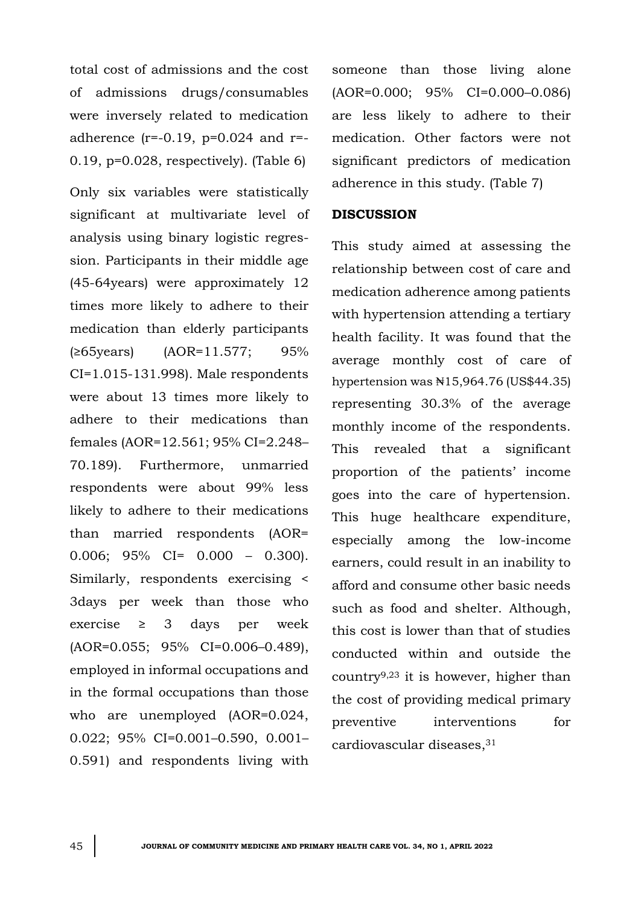total cost of admissions and the cost of admissions drugs/consumables were inversely related to medication adherence (r=-0.19, p=0.024 and r=-0.19, p=0.028, respectively). (Table 6)

Only six variables were statistically significant at multivariate level of analysis using binary logistic regression. Participants in their middle age (45-64years) were approximately 12 times more likely to adhere to their medication than elderly participants (≥65years) (AOR=11.577; 95% CI=1.015-131.998). Male respondents were about 13 times more likely to adhere to their medications than females (AOR=12.561; 95% CI=2.248–70.189). Furthermore, unmarried respondents were about 99% less likely to adhere to their medications than married respondents (AOR= 0.006; 95% CI= 0.000 – 0.300). Similarly, respondents exercising < 3days per week than those who exercise ≥ 3 days per week (AOR=0.055; 95% CI=0.006–0.489), employed in informal occupations and in the formal occupations than those who are unemployed (AOR=0.024, 0.022; 95% CI=0.001–0.590, 0.001–0.591) and respondents living with someone than those living alone (AOR=0.000; 95% CI=0.000–0.086) are less likely to adhere to their medication. Other factors were not significant predictors of medication adherence in this study. (Table 7)

## DISCUSSION

This study aimed at assessing the relationship between cost of care and medication adherence among patients with hypertension attending a tertiary health facility. It was found that the average monthly cost of care of hypertension was ₦15,964.76 (US$44.35) representing 30.3% of the average monthly income of the respondents. This revealed that a significant proportion of the patients' income goes into the care of hypertension. This huge healthcare expenditure, especially among the low-income earners, could result in an inability to afford and consume other basic needs such as food and shelter. Although, this cost is lower than that of studies conducted within and outside the country[9,23] it is however, higher than the cost of providing medical primary preventive interventions for cardiovascular diseases,[31]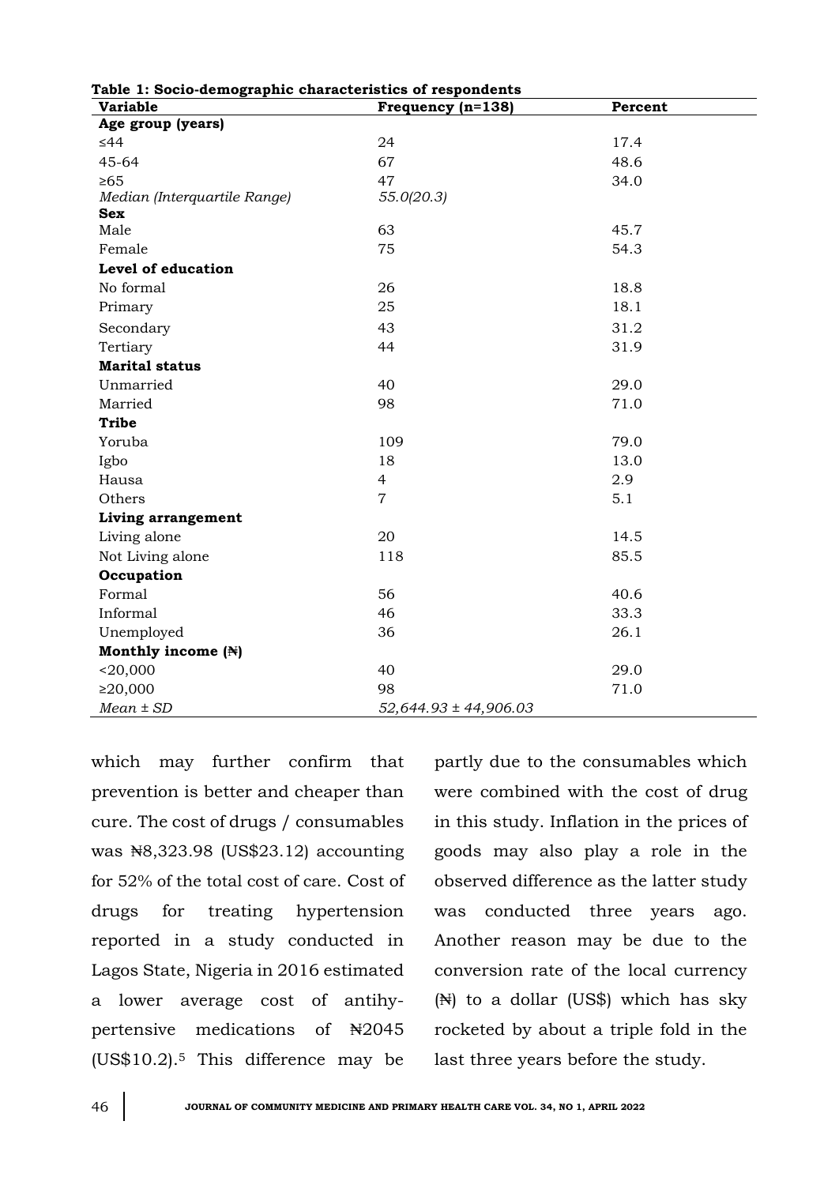**Table 1: Socio-demographic characteristics of respondents**

| Variable | Frequency (n=138) | Percent |
|---|---|---|
| **Age group (years)** | | |
| ≤44 | 24 | 17.4 |
| 45-64 | 67 | 48.6 |
| ≥65 | 47 | 34.0 |
| *Median (Interquartile Range)* | *55.0(20.3)* | |
| **Sex** | | |
| Male | 63 | 45.7 |
| Female | 75 | 54.3 |
| **Level of education** | | |
| No formal | 26 | 18.8 |
| Primary | 25 | 18.1 |
| Secondary | 43 | 31.2 |
| Tertiary | 44 | 31.9 |
| **Marital status** | | |
| Unmarried | 40 | 29.0 |
| Married | 98 | 71.0 |
| **Tribe** | | |
| Yoruba | 109 | 79.0 |
| Igbo | 18 | 13.0 |
| Hausa | 4 | 2.9 |
| Others | 7 | 5.1 |
| **Living arrangement** | | |
| Living alone | 20 | 14.5 |
| Not Living alone | 118 | 85.5 |
| **Occupation** | | |
| Formal | 56 | 40.6 |
| Informal | 46 | 33.3 |
| Unemployed | 36 | 26.1 |
| **Monthly income (₦)** | | |
| <20,000 | 40 | 29.0 |
| ≥20,000 | 98 | 71.0 |
| *Mean ± SD* | *52,644.93 ± 44,906.03* | |

which may further confirm that prevention is better and cheaper than cure. The cost of drugs / consumables was ₦8,323.98 (US$23.12) accounting for 52% of the total cost of care. Cost of drugs for treating hypertension reported in a study conducted in Lagos State, Nigeria in 2016 estimated a lower average cost of antihypertensive medications of ₦2045 (US$10.2).[5] This difference may be partly due to the consumables which were combined with the cost of drug in this study. Inflation in the prices of goods may also play a role in the observed difference as the latter study was conducted three years ago. Another reason may be due to the conversion rate of the local currency (₦) to a dollar (US$) which has sky rocketed by about a triple fold in the last three years before the study.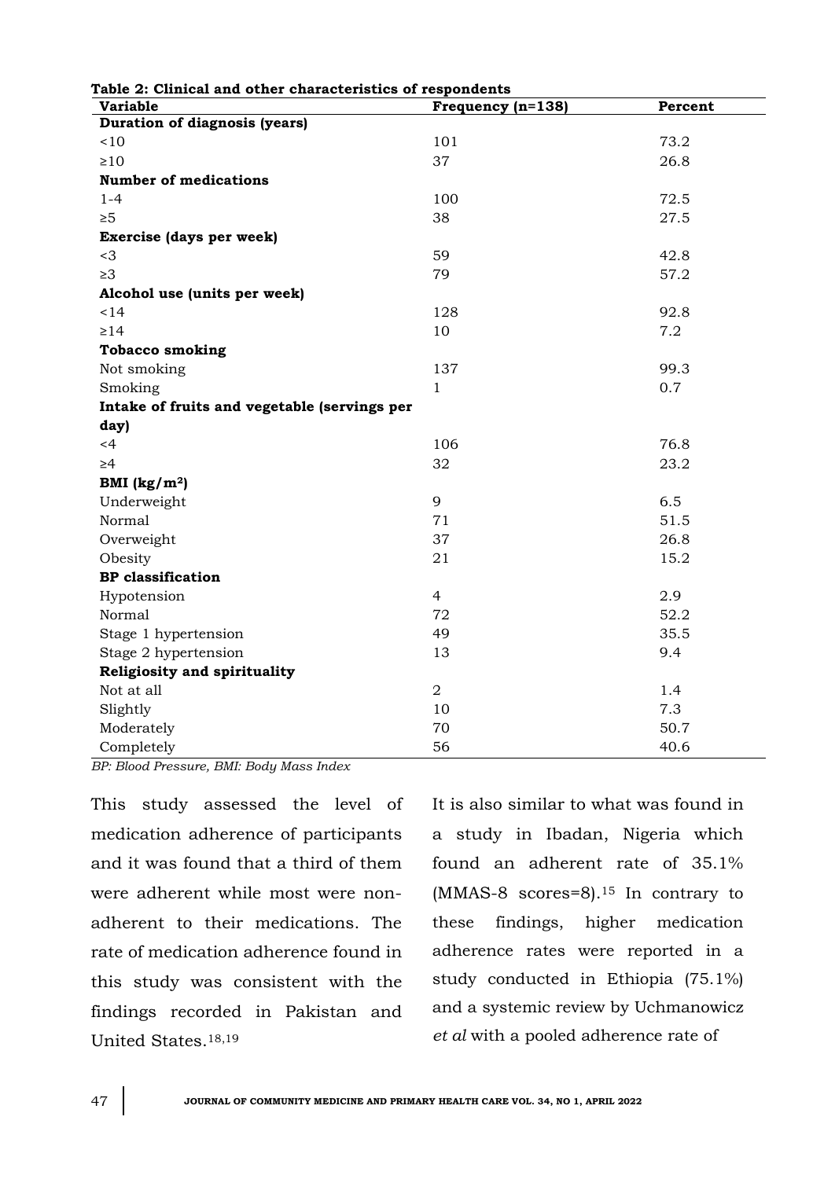**Table 2: Clinical and other characteristics of respondents**

| Variable | Frequency (n=138) | Percent |
|---|---|---|
| **Duration of diagnosis (years)** | | |
| <10 | 101 | 73.2 |
| ≥10 | 37 | 26.8 |
| **Number of medications** | | |
| 1-4 | 100 | 72.5 |
| ≥5 | 38 | 27.5 |
| **Exercise (days per week)** | | |
| <3 | 59 | 42.8 |
| ≥3 | 79 | 57.2 |
| **Alcohol use (units per week)** | | |
| <14 | 128 | 92.8 |
| ≥14 | 10 | 7.2 |
| **Tobacco smoking** | | |
| Not smoking | 137 | 99.3 |
| Smoking | 1 | 0.7 |
| **Intake of fruits and vegetable (servings per day)** | | |
| <4 | 106 | 76.8 |
| ≥4 | 32 | 23.2 |
| **BMI ($kg/m^2$)** | | |
| Underweight | 9 | 6.5 |
| Normal | 71 | 51.5 |
| Overweight | 37 | 26.8 |
| Obesity | 21 | 15.2 |
| **BP classification** | | |
| Hypotension | 4 | 2.9 |
| Normal | 72 | 52.2 |
| Stage 1 hypertension | 49 | 35.5 |
| Stage 2 hypertension | 13 | 9.4 |
| **Religiosity and spirituality** | | |
| Not at all | 2 | 1.4 |
| Slightly | 10 | 7.3 |
| Moderately | 70 | 50.7 |
| Completely | 56 | 40.6 |

*BP: Blood Pressure, BMI: Body Mass Index*

This study assessed the level of medication adherence of participants and it was found that a third of them were adherent while most were non-adherent to their medications. The rate of medication adherence found in this study was consistent with the findings recorded in Pakistan and United States.[18,19] It is also similar to what was found in a study in Ibadan, Nigeria which found an adherent rate of 35.1% (MMAS-8 scores=8).[15] In contrary to these findings, higher medication adherence rates were reported in a study conducted in Ethiopia (75.1%) and a systemic review by Uchmanowicz *et al* with a pooled adherence rate of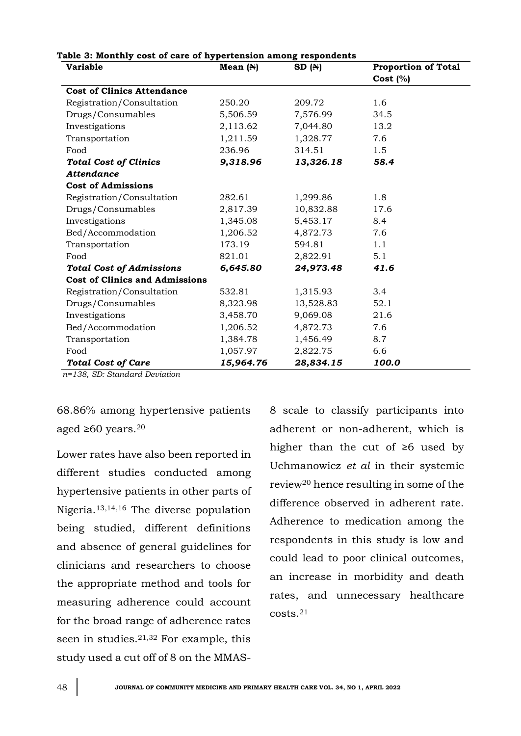**Table 3: Monthly cost of care of hypertension among respondents**

| Variable | Mean (₦) | SD (₦) | Proportion of Total Cost (%) |
|---|---|---|---|
| **Cost of Clinics Attendance** | | | |
| Registration/Consultation | 250.20 | 209.72 | 1.6 |
| Drugs/Consumables | 5,506.59 | 7,576.99 | 34.5 |
| Investigations | 2,113.62 | 7,044.80 | 13.2 |
| Transportation | 1,211.59 | 1,328.77 | 7.6 |
| Food | 236.96 | 314.51 | 1.5 |
| ***Total Cost of Clinics Attendance*** | ***9,318.96*** | ***13,326.18*** | ***58.4*** |
| **Cost of Admissions** | | | |
| Registration/Consultation | 282.61 | 1,299.86 | 1.8 |
| Drugs/Consumables | 2,817.39 | 10,832.88 | 17.6 |
| Investigations | 1,345.08 | 5,453.17 | 8.4 |
| Bed/Accommodation | 1,206.52 | 4,872.73 | 7.6 |
| Transportation | 173.19 | 594.81 | 1.1 |
| Food | 821.01 | 2,822.91 | 5.1 |
| ***Total Cost of Admissions*** | ***6,645.80*** | ***24,973.48*** | ***41.6*** |
| **Cost of Clinics and Admissions** | | | |
| Registration/Consultation | 532.81 | 1,315.93 | 3.4 |
| Drugs/Consumables | 8,323.98 | 13,528.83 | 52.1 |
| Investigations | 3,458.70 | 9,069.08 | 21.6 |
| Bed/Accommodation | 1,206.52 | 4,872.73 | 7.6 |
| Transportation | 1,384.78 | 1,456.49 | 8.7 |
| Food | 1,057.97 | 2,822.75 | 6.6 |
| ***Total Cost of Care*** | ***15,964.76*** | ***28,834.15*** | ***100.0*** |

*n=138, SD: Standard Deviation*

68.86% among hypertensive patients aged ≥60 years.[20]

Lower rates have also been reported in different studies conducted among hypertensive patients in other parts of Nigeria.[13,14,16] The diverse population being studied, different definitions and absence of general guidelines for clinicians and researchers to choose the appropriate method and tools for measuring adherence could account for the broad range of adherence rates seen in studies.[21,32] For example, this study used a cut off of 8 on the MMAS-8 scale to classify participants into adherent or non-adherent, which is higher than the cut of ≥6 used by Uchmanowicz *et al* in their systemic review[20] hence resulting in some of the difference observed in adherent rate. Adherence to medication among the respondents in this study is low and could lead to poor clinical outcomes, an increase in morbidity and death rates, and unnecessary healthcare costs.[21]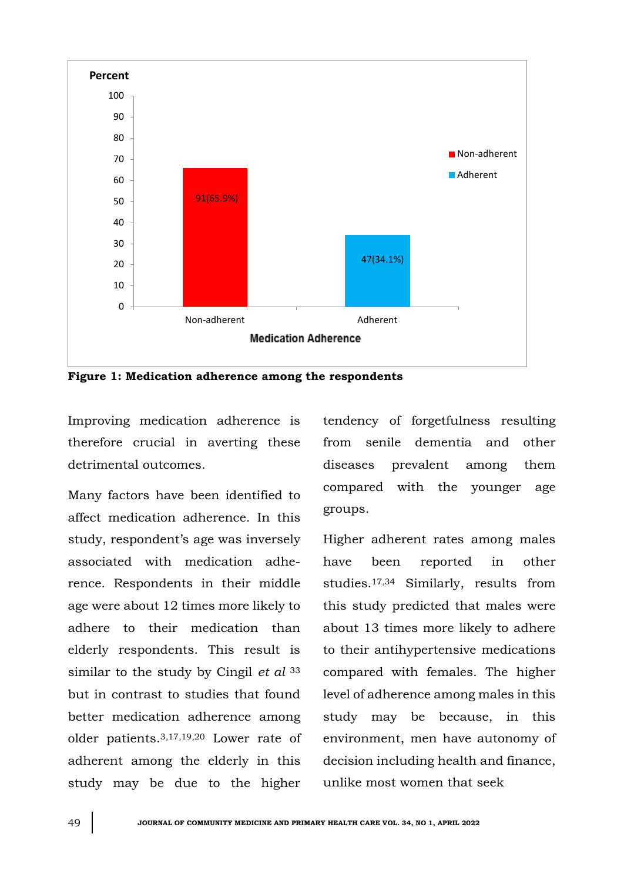**Figure 1: Medication adherence among the respondents**

Improving medication adherence is therefore crucial in averting these detrimental outcomes.

Many factors have been identified to affect medication adherence. In this study, respondent's age was inversely associated with medication adherence. Respondents in their middle age were about 12 times more likely to adhere to their medication than elderly respondents. This result is similar to the study by Cingil *et al* [33] but in contrast to studies that found better medication adherence among older patients.[3,17,19,20] Lower rate of adherent among the elderly in this study may be due to the higher tendency of forgetfulness resulting from senile dementia and other diseases prevalent among them compared with the younger age groups.

Higher adherent rates among males have been reported in other studies.[17,34] Similarly, results from this study predicted that males were about 13 times more likely to adhere to their antihypertensive medications compared with females. The higher level of adherence among males in this study may be because, in this environment, men have autonomy of decision including health and finance, unlike most women that seek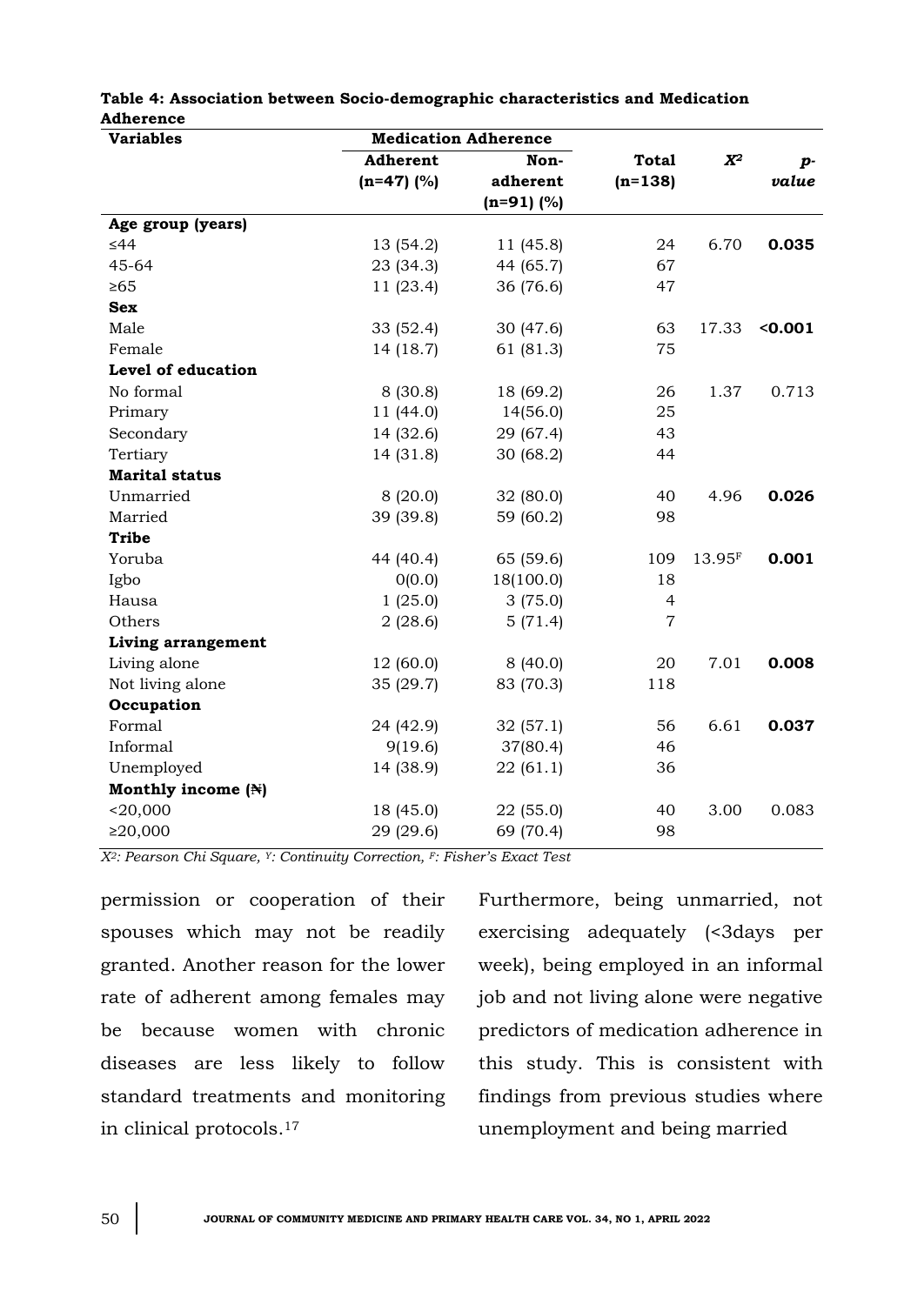**Table 4: Association between Socio-demographic characteristics and Medication Adherence**

| Variables | Medication Adherence | | Total | $X^2$ | p-value |
|---|---|---|---|---|---|
| | Adherent (n=47) (%) | Non-adherent (n=91) (%) | (n=138) | | |
| **Age group (years)** | | | | | |
| ≤44 | 13 (54.2) | 11 (45.8) | 24 | 6.70 | **0.035** |
| 45-64 | 23 (34.3) | 44 (65.7) | 67 | | |
| ≥65 | 11 (23.4) | 36 (76.6) | 47 | | |
| **Sex** | | | | | |
| Male | 33 (52.4) | 30 (47.6) | 63 | 17.33 | **<0.001** |
| Female | 14 (18.7) | 61 (81.3) | 75 | | |
| **Level of education** | | | | | |
| No formal | 8 (30.8) | 18 (69.2) | 26 | 1.37 | 0.713 |
| Primary | 11 (44.0) | 14(56.0) | 25 | | |
| Secondary | 14 (32.6) | 29 (67.4) | 43 | | |
| Tertiary | 14 (31.8) | 30 (68.2) | 44 | | |
| **Marital status** | | | | | |
| Unmarried | 8 (20.0) | 32 (80.0) | 40 | 4.96 | **0.026** |
| Married | 39 (39.8) | 59 (60.2) | 98 | | |
| **Tribe** | | | | | |
| Yoruba | 44 (40.4) | 65 (59.6) | 109 | $13.95^F$ | **0.001** |
| Igbo | 0(0.0) | 18(100.0) | 18 | | |
| Hausa | 1 (25.0) | 3 (75.0) | 4 | | |
| Others | 2 (28.6) | 5 (71.4) | 7 | | |
| **Living arrangement** | | | | | |
| Living alone | 12 (60.0) | 8 (40.0) | 20 | 7.01 | **0.008** |
| Not living alone | 35 (29.7) | 83 (70.3) | 118 | | |
| **Occupation** | | | | | |
| Formal | 24 (42.9) | 32 (57.1) | 56 | 6.61 | **0.037** |
| Informal | 9(19.6) | 37(80.4) | 46 | | |
| Unemployed | 14 (38.9) | 22 (61.1) | 36 | | |
| **Monthly income (₦)** | | | | | |
| <20,000 | 18 (45.0) | 22 (55.0) | 40 | 3.00 | 0.083 |
| ≥20,000 | 29 (29.6) | 69 (70.4) | 98 | | |

*$X^2$: Pearson Chi Square, $^Y$: Continuity Correction, $^F$: Fisher's Exact Test*

permission or cooperation of their spouses which may not be readily granted. Another reason for the lower rate of adherent among females may be because women with chronic diseases are less likely to follow standard treatments and monitoring in clinical protocols.[17]

Furthermore, being unmarried, not exercising adequately (<3days per week), being employed in an informal job and not living alone were negative predictors of medication adherence in this study. This is consistent with findings from previous studies where unemployment and being married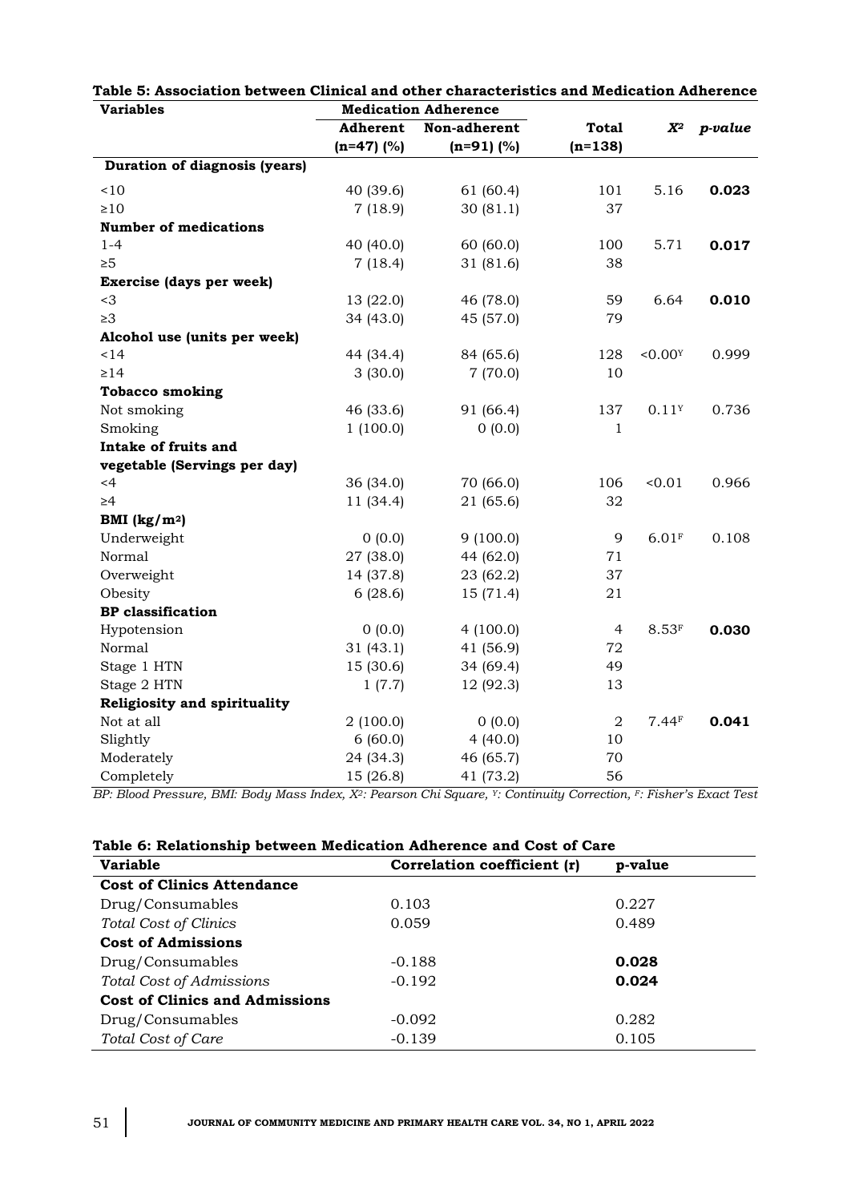**Table 5: Association between Clinical and other characteristics and Medication Adherence**

| Variables | Medication Adherence | | Total | $X^2$ | p-value |
|---|---|---|---|---|---|
| | Adherent (n=47) (%) | Non-adherent (n=91) (%) | (n=138) | | |
| **Duration of diagnosis (years)** | | | | | |
| <10 | 40 (39.6) | 61 (60.4) | 101 | 5.16 | **0.023** |
| ≥10 | 7 (18.9) | 30 (81.1) | 37 | | |
| **Number of medications** | | | | | |
| 1-4 | 40 (40.0) | 60 (60.0) | 100 | 5.71 | **0.017** |
| ≥5 | 7 (18.4) | 31 (81.6) | 38 | | |
| **Exercise (days per week)** | | | | | |
| <3 | 13 (22.0) | 46 (78.0) | 59 | 6.64 | **0.010** |
| ≥3 | 34 (43.0) | 45 (57.0) | 79 | | |
| **Alcohol use (units per week)** | | | | | |
| <14 | 44 (34.4) | 84 (65.6) | 128 | <0.00[Y] | 0.999 |
| ≥14 | 3 (30.0) | 7 (70.0) | 10 | | |
| **Tobacco smoking** | | | | | |
| Not smoking | 46 (33.6) | 91 (66.4) | 137 | 0.11[Y] | 0.736 |
| Smoking | 1 (100.0) | 0 (0.0) | 1 | | |
| **Intake of fruits and vegetable (Servings per day)** | | | | | |
| <4 | 36 (34.0) | 70 (66.0) | 106 | <0.01 | 0.966 |
| ≥4 | 11 (34.4) | 21 (65.6) | 32 | | |
| **BMI (kg/m²)** | | | | | |
| Underweight | 0 (0.0) | 9 (100.0) | 9 | 6.01[F] | 0.108 |
| Normal | 27 (38.0) | 44 (62.0) | 71 | | |
| Overweight | 14 (37.8) | 23 (62.2) | 37 | | |
| Obesity | 6 (28.6) | 15 (71.4) | 21 | | |
| **BP classification** | | | | | |
| Hypotension | 0 (0.0) | 4 (100.0) | 4 | 8.53[F] | **0.030** |
| Normal | 31 (43.1) | 41 (56.9) | 72 | | |
| Stage 1 HTN | 15 (30.6) | 34 (69.4) | 49 | | |
| Stage 2 HTN | 1 (7.7) | 12 (92.3) | 13 | | |
| **Religiosity and spirituality** | | | | | |
| Not at all | 2 (100.0) | 0 (0.0) | 2 | 7.44[F] | **0.041** |
| Slightly | 6 (60.0) | 4 (40.0) | 10 | | |
| Moderately | 24 (34.3) | 46 (65.7) | 70 | | |
| Completely | 15 (26.8) | 41 (73.2) | 56 | | |

*BP: Blood Pressure, BMI: Body Mass Index, $X^2$: Pearson Chi Square, [Y]: Continuity Correction, [F]: Fisher's Exact Test*

**Table 6: Relationship between Medication Adherence and Cost of Care**

| Variable | Correlation coefficient (r) | p-value |
|---|---|---|
| **Cost of Clinics Attendance** | | |
| Drug/Consumables | 0.103 | 0.227 |
| *Total Cost of Clinics* | 0.059 | 0.489 |
| **Cost of Admissions** | | |
| Drug/Consumables | -0.188 | **0.028** |
| *Total Cost of Admissions* | -0.192 | **0.024** |
| **Cost of Clinics and Admissions** | | |
| Drug/Consumables | -0.092 | 0.282 |
| *Total Cost of Care* | -0.139 | 0.105 |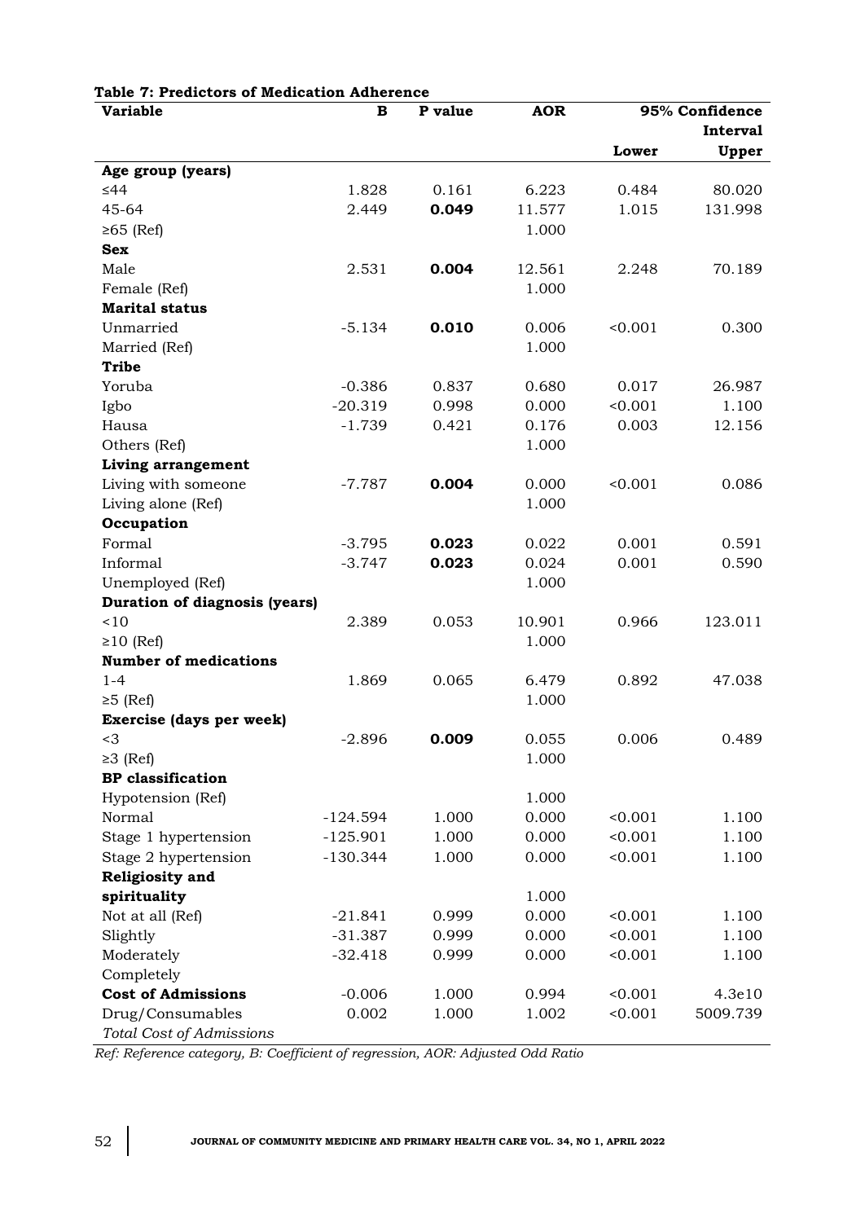**Table 7: Predictors of Medication Adherence**

| Variable | B | P value | AOR | 95% Confidence Interval | |
|---|---|---|---|---|---|
| | | | | Lower | Upper |
| **Age group (years)** | | | | | |
| ≤44 | 1.828 | 0.161 | 6.223 | 0.484 | 80.020 |
| 45-64 | 2.449 | **0.049** | 11.577 | 1.015 | 131.998 |
| ≥65 (Ref) | | | 1.000 | | |
| **Sex** | | | | | |
| Male | 2.531 | **0.004** | 12.561 | 2.248 | 70.189 |
| Female (Ref) | | | 1.000 | | |
| **Marital status** | | | | | |
| Unmarried | -5.134 | **0.010** | 0.006 | <0.001 | 0.300 |
| Married (Ref) | | | 1.000 | | |
| **Tribe** | | | | | |
| Yoruba | -0.386 | 0.837 | 0.680 | 0.017 | 26.987 |
| Igbo | -20.319 | 0.998 | 0.000 | <0.001 | 1.100 |
| Hausa | -1.739 | 0.421 | 0.176 | 0.003 | 12.156 |
| Others (Ref) | | | 1.000 | | |
| **Living arrangement** | | | | | |
| Living with someone | -7.787 | **0.004** | 0.000 | <0.001 | 0.086 |
| Living alone (Ref) | | | 1.000 | | |
| **Occupation** | | | | | |
| Formal | -3.795 | **0.023** | 0.022 | 0.001 | 0.591 |
| Informal | -3.747 | **0.023** | 0.024 | 0.001 | 0.590 |
| Unemployed (Ref) | | | 1.000 | | |
| **Duration of diagnosis (years)** | | | | | |
| <10 | 2.389 | 0.053 | 10.901 | 0.966 | 123.011 |
| ≥10 (Ref) | | | 1.000 | | |
| **Number of medications** | | | | | |
| 1-4 | 1.869 | 0.065 | 6.479 | 0.892 | 47.038 |
| ≥5 (Ref) | | | 1.000 | | |
| **Exercise (days per week)** | | | | | |
| <3 | -2.896 | **0.009** | 0.055 | 0.006 | 0.489 |
| ≥3 (Ref) | | | 1.000 | | |
| **BP classification** | | | | | |
| Hypotension (Ref) | | | 1.000 | | |
| Normal | -124.594 | 1.000 | 0.000 | <0.001 | 1.100 |
| Stage 1 hypertension | -125.901 | 1.000 | 0.000 | <0.001 | 1.100 |
| Stage 2 hypertension | -130.344 | 1.000 | 0.000 | <0.001 | 1.100 |
| **Religiosity and spirituality** | | | 1.000 | | |
| Not at all (Ref) | -21.841 | 0.999 | 0.000 | <0.001 | 1.100 |
| Slightly | -31.387 | 0.999 | 0.000 | <0.001 | 1.100 |
| Moderately | -32.418 | 0.999 | 0.000 | <0.001 | 1.100 |
| Completely | | | | | |
| **Cost of Admissions** | -0.006 | 1.000 | 0.994 | <0.001 | 4.3e10 |
| Drug/Consumables | 0.002 | 1.000 | 1.002 | <0.001 | 5009.739 |
| *Total Cost of Admissions* | | | | | |

*Ref: Reference category, B: Coefficient of regression, AOR: Adjusted Odd Ratio*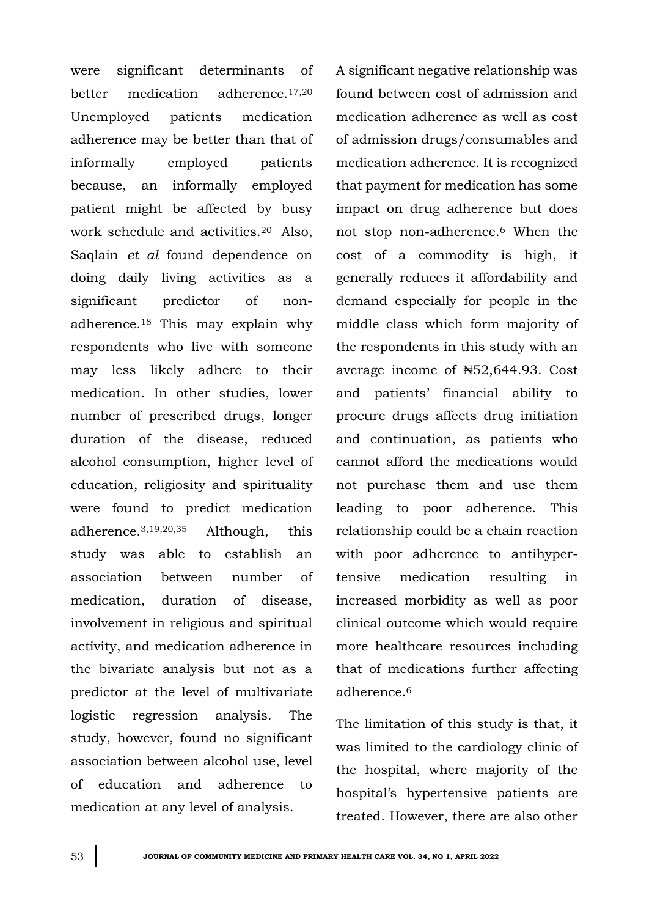were significant determinants of better medication adherence.[17,20] Unemployed patients medication adherence may be better than that of informally employed patients because, an informally employed patient might be affected by busy work schedule and activities.[20] Also, Saqlain *et al* found dependence on doing daily living activities as a significant predictor of non-adherence.[18] This may explain why respondents who live with someone may less likely adhere to their medication. In other studies, lower number of prescribed drugs, longer duration of the disease, reduced alcohol consumption, higher level of education, religiosity and spirituality were found to predict medication adherence.[3,19,20,35] Although, this study was able to establish an association between number of medication, duration of disease, involvement in religious and spiritual activity, and medication adherence in the bivariate analysis but not as a predictor at the level of multivariate logistic regression analysis. The study, however, found no significant association between alcohol use, level of education and adherence to medication at any level of analysis.

A significant negative relationship was found between cost of admission and medication adherence as well as cost of admission drugs/consumables and medication adherence. It is recognized that payment for medication has some impact on drug adherence but does not stop non-adherence.[6] When the cost of a commodity is high, it generally reduces it affordability and demand especially for people in the middle class which form majority of the respondents in this study with an average income of ₦52,644.93. Cost and patients' financial ability to procure drugs affects drug initiation and continuation, as patients who cannot afford the medications would not purchase them and use them leading to poor adherence. This relationship could be a chain reaction with poor adherence to antihypertensive medication resulting in increased morbidity as well as poor clinical outcome which would require more healthcare resources including that of medications further affecting adherence.[6]

The limitation of this study is that, it was limited to the cardiology clinic of the hospital, where majority of the hospital's hypertensive patients are treated. However, there are also other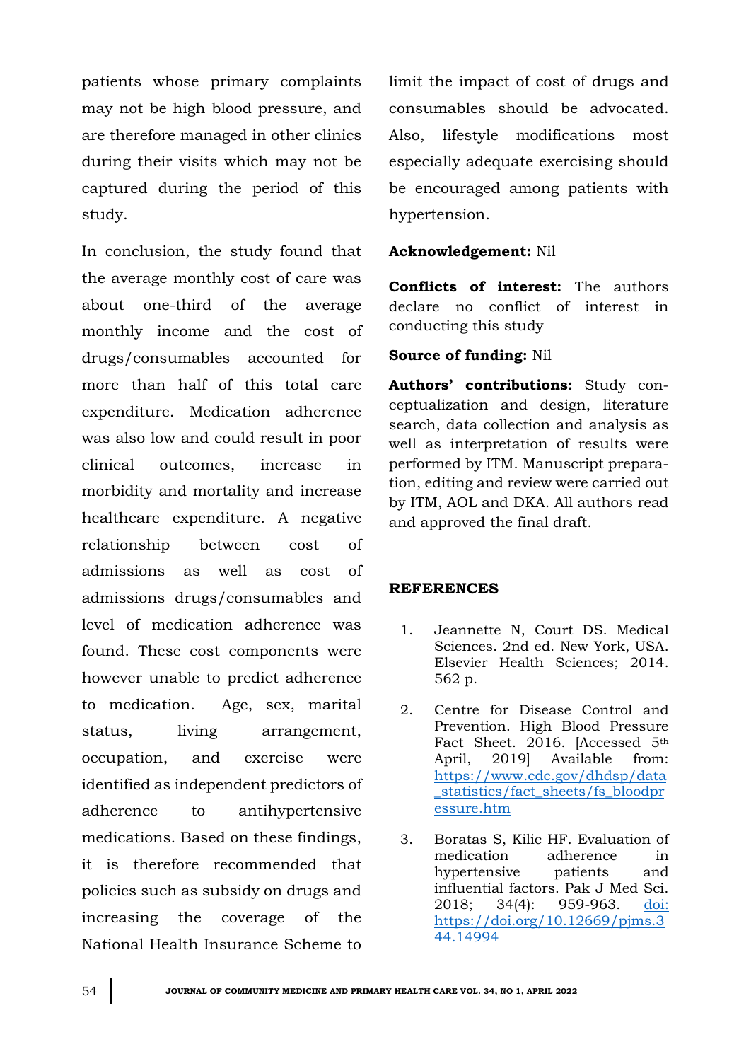patients whose primary complaints may not be high blood pressure, and are therefore managed in other clinics during their visits which may not be captured during the period of this study.

In conclusion, the study found that the average monthly cost of care was about one-third of the average monthly income and the cost of drugs/consumables accounted for more than half of this total care expenditure. Medication adherence was also low and could result in poor clinical outcomes, increase in morbidity and mortality and increase healthcare expenditure. A negative relationship between cost of admissions as well as cost of admissions drugs/consumables and level of medication adherence was found. These cost components were however unable to predict adherence to medication. Age, sex, marital status, living arrangement, occupation, and exercise were identified as independent predictors of adherence to antihypertensive medications. Based on these findings, it is therefore recommended that policies such as subsidy on drugs and increasing the coverage of the National Health Insurance Scheme to limit the impact of cost of drugs and consumables should be advocated. Also, lifestyle modifications most especially adequate exercising should be encouraged among patients with hypertension.

**Acknowledgement:** Nil

**Conflicts of interest:** The authors declare no conflict of interest in conducting this study

**Source of funding:** Nil

**Authors' contributions:** Study conceptualization and design, literature search, data collection and analysis as well as interpretation of results were performed by ITM. Manuscript preparation, editing and review were carried out by ITM, AOL and DKA. All authors read and approved the final draft.

## REFERENCES

1. Jeannette N, Court DS. Medical Sciences. 2nd ed. New York, USA. Elsevier Health Sciences; 2014. 562 p.
2. Centre for Disease Control and Prevention. High Blood Pressure Fact Sheet. 2016. [Accessed 5th April, 2019] Available from: https://www.cdc.gov/dhdsp/data_statistics/fact_sheets/fs_bloodpressure.htm
3. Boratas S, Kilic HF. Evaluation of medication adherence in hypertensive patients and influential factors. Pak J Med Sci. 2018; 34(4): 959-963. doi: https://doi.org/10.12669/pjms.344.14994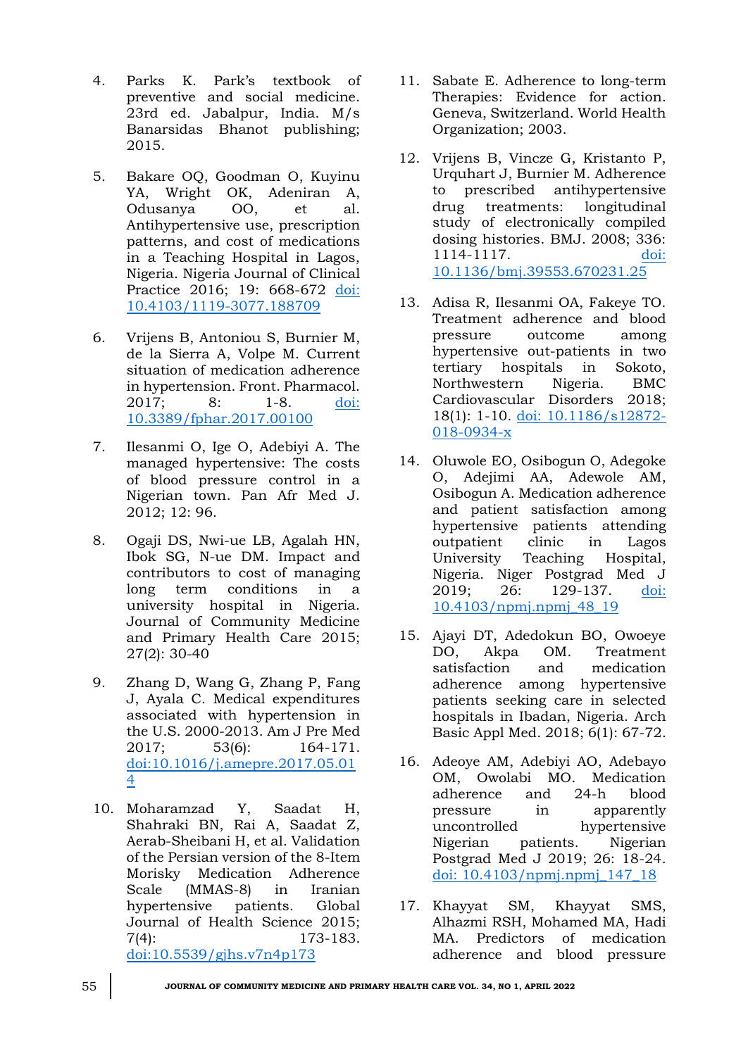4. Parks K. Park's textbook of preventive and social medicine. 23rd ed. Jabalpur, India. M/s Banarsidas Bhanot publishing; 2015.

5. Bakare OQ, Goodman O, Kuyinu YA, Wright OK, Adeniran A, Odusanya OO, et al. Antihypertensive use, prescription patterns, and cost of medications in a Teaching Hospital in Lagos, Nigeria. Nigeria Journal of Clinical Practice 2016; 19: 668-672 doi: 10.4103/1119-3077.188709

6. Vrijens B, Antoniou S, Burnier M, de la Sierra A, Volpe M. Current situation of medication adherence in hypertension. Front. Pharmacol. 2017; 8: 1-8. doi: 10.3389/fphar.2017.00100

7. Ilesanmi O, Ige O, Adebiyi A. The managed hypertensive: The costs of blood pressure control in a Nigerian town. Pan Afr Med J. 2012; 12: 96.

8. Ogaji DS, Nwi-ue LB, Agalah HN, Ibok SG, N-ue DM. Impact and contributors to cost of managing long term conditions in a university hospital in Nigeria. Journal of Community Medicine and Primary Health Care 2015; 27(2): 30-40

9. Zhang D, Wang G, Zhang P, Fang J, Ayala C. Medical expenditures associated with hypertension in the U.S. 2000-2013. Am J Pre Med 2017; 53(6): 164-171. doi:10.1016/j.amepre.2017.05.014

10. Moharamzad Y, Saadat H, Shahraki BN, Rai A, Saadat Z, Aerab-Sheibani H, et al. Validation of the Persian version of the 8-Item Morisky Medication Adherence Scale (MMAS-8) in Iranian hypertensive patients. Global Journal of Health Science 2015; 7(4): 173-183. doi:10.5539/gjhs.v7n4p173

11. Sabate E. Adherence to long-term Therapies: Evidence for action. Geneva, Switzerland. World Health Organization; 2003.

12. Vrijens B, Vincze G, Kristanto P, Urquhart J, Burnier M. Adherence to prescribed antihypertensive drug treatments: longitudinal study of electronically compiled dosing histories. BMJ. 2008; 336: 1114-1117. doi: 10.1136/bmj.39553.670231.25

13. Adisa R, Ilesanmi OA, Fakeye TO. Treatment adherence and blood pressure outcome among hypertensive out-patients in two tertiary hospitals in Sokoto, Northwestern Nigeria. BMC Cardiovascular Disorders 2018; 18(1): 1-10. doi: 10.1186/s12872-018-0934-x

14. Oluwole EO, Osibogun O, Adegoke O, Adejimi AA, Adewole AM, Osibogun A. Medication adherence and patient satisfaction among hypertensive patients attending outpatient clinic in Lagos University Teaching Hospital, Nigeria. Niger Postgrad Med J 2019; 26: 129-137. doi: 10.4103/npmj.npmj_48_19

15. Ajayi DT, Adedokun BO, Owoeye DO, Akpa OM. Treatment satisfaction and medication adherence among hypertensive patients seeking care in selected hospitals in Ibadan, Nigeria. Arch Basic Appl Med. 2018; 6(1): 67-72.

16. Adeoye AM, Adebiyi AO, Adebayo OM, Owolabi MO. Medication adherence and 24-h blood pressure in apparently uncontrolled hypertensive Nigerian patients. Nigerian Postgrad Med J 2019; 26: 18-24. doi: 10.4103/npmj.npmj_147_18

17. Khayyat SM, Khayyat SMS, Alhazmi RSH, Mohamed MA, Hadi MA. Predictors of medication adherence and blood pressure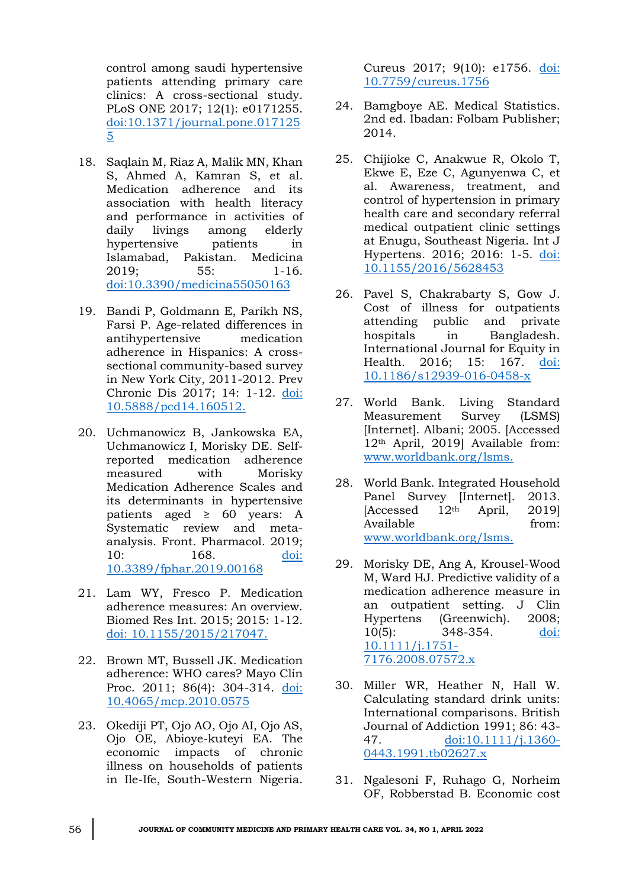control among saudi hypertensive patients attending primary care clinics: A cross-sectional study. PLoS ONE 2017; 12(1): e0171255. doi:10.1371/journal.pone.0171255

18. Saqlain M, Riaz A, Malik MN, Khan S, Ahmed A, Kamran S, et al. Medication adherence and its association with health literacy and performance in activities of daily livings among elderly hypertensive patients in Islamabad, Pakistan. Medicina 2019; 55: 1-16. doi:10.3390/medicina55050163

19. Bandi P, Goldmann E, Parikh NS, Farsi P. Age-related differences in antihypertensive medication adherence in Hispanics: A cross-sectional community-based survey in New York City, 2011-2012. Prev Chronic Dis 2017; 14: 1-12. doi: 10.5888/pcd14.160512.

20. Uchmanowicz B, Jankowska EA, Uchmanowicz I, Morisky DE. Self-reported medication adherence measured with Morisky Medication Adherence Scales and its determinants in hypertensive patients aged ≥ 60 years: A Systematic review and meta-analysis. Front. Pharmacol. 2019; 10: 168. doi: 10.3389/fphar.2019.00168

21. Lam WY, Fresco P. Medication adherence measures: An overview. Biomed Res Int. 2015; 2015: 1-12. doi: 10.1155/2015/217047.

22. Brown MT, Bussell JK. Medication adherence: WHO cares? Mayo Clin Proc. 2011; 86(4): 304-314. doi: 10.4065/mcp.2010.0575

23. Okediji PT, Ojo AO, Ojo AI, Ojo AS, Ojo OE, Abioye-kuteyi EA. The economic impacts of chronic illness on households of patients in Ile-Ife, South-Western Nigeria. Cureus 2017; 9(10): e1756. doi: 10.7759/cureus.1756

24. Bamgboye AE. Medical Statistics. 2nd ed. Ibadan: Folbam Publisher; 2014.

25. Chijioke C, Anakwue R, Okolo T, Ekwe E, Eze C, Agunyenwa C, et al. Awareness, treatment, and control of hypertension in primary health care and secondary referral medical outpatient clinic settings at Enugu, Southeast Nigeria. Int J Hypertens. 2016; 2016: 1-5. doi: 10.1155/2016/5628453

26. Pavel S, Chakrabarty S, Gow J. Cost of illness for outpatients attending public and private hospitals in Bangladesh. International Journal for Equity in Health. 2016; 15: 167. doi: 10.1186/s12939-016-0458-x

27. World Bank. Living Standard Measurement Survey (LSMS) [Internet]. Albani; 2005. [Accessed 12th April, 2019] Available from: www.worldbank.org/lsms.

28. World Bank. Integrated Household Panel Survey [Internet]. 2013. [Accessed 12th April, 2019] Available from: www.worldbank.org/lsms.

29. Morisky DE, Ang A, Krousel-Wood M, Ward HJ. Predictive validity of a medication adherence measure in an outpatient setting. J Clin Hypertens (Greenwich). 2008; 10(5): 348-354. doi: 10.1111/j.1751-7176.2008.07572.x

30. Miller WR, Heather N, Hall W. Calculating standard drink units: International comparisons. British Journal of Addiction 1991; 86: 43-47. doi:10.1111/j.1360-0443.1991.tb02627.x

31. Ngalesoni F, Ruhago G, Norheim OF, Robberstad B. Economic cost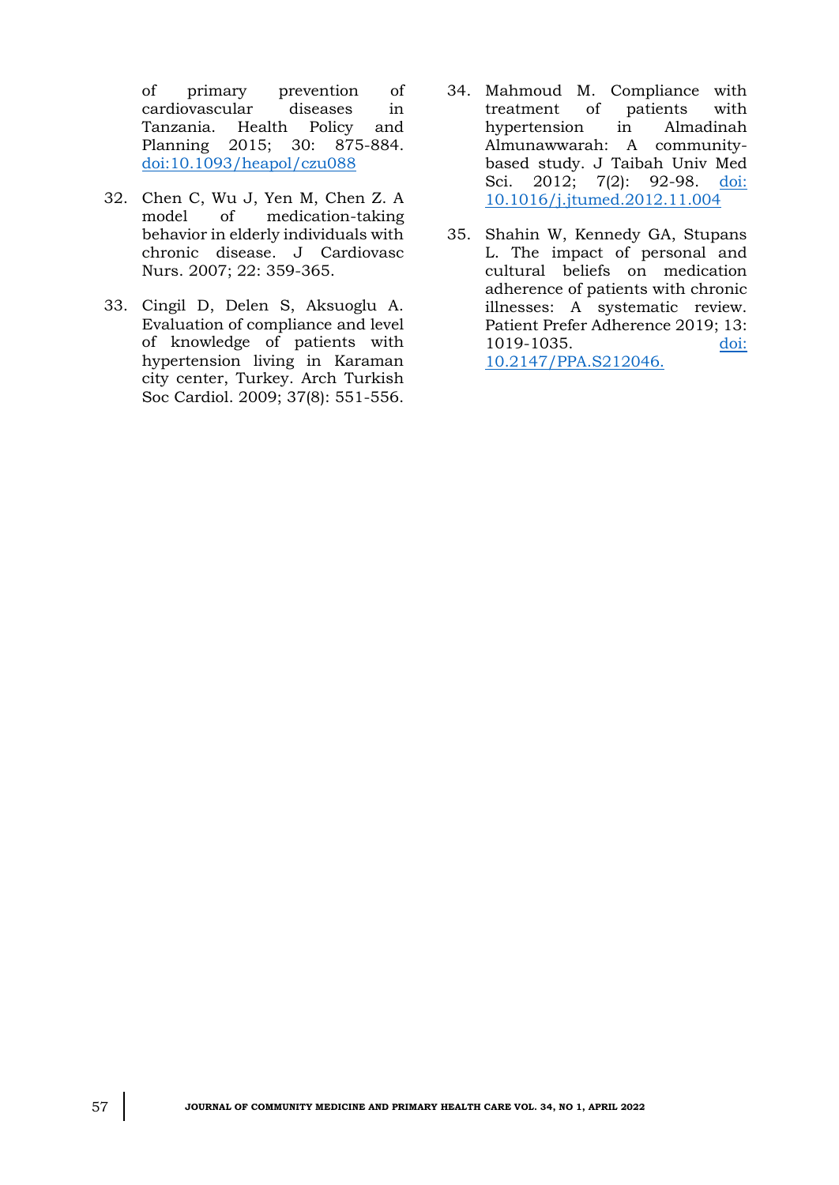of primary prevention of cardiovascular diseases in Tanzania. Health Policy and Planning 2015; 30: 875-884. doi:10.1093/heapol/czu088

32. Chen C, Wu J, Yen M, Chen Z. A model of medication-taking behavior in elderly individuals with chronic disease. J Cardiovasc Nurs. 2007; 22: 359-365.

33. Cingil D, Delen S, Aksuoglu A. Evaluation of compliance and level of knowledge of patients with hypertension living in Karaman city center, Turkey. Arch Turkish Soc Cardiol. 2009; 37(8): 551-556.

34. Mahmoud M. Compliance with treatment of patients with hypertension in Almadinah Almunawwarah: A community-based study. J Taibah Univ Med Sci. 2012; 7(2): 92-98. doi: 10.1016/j.jtumed.2012.11.004

35. Shahin W, Kennedy GA, Stupans L. The impact of personal and cultural beliefs on medication adherence of patients with chronic illnesses: A systematic review. Patient Prefer Adherence 2019; 13: 1019-1035. doi: 10.2147/PPA.S212046.